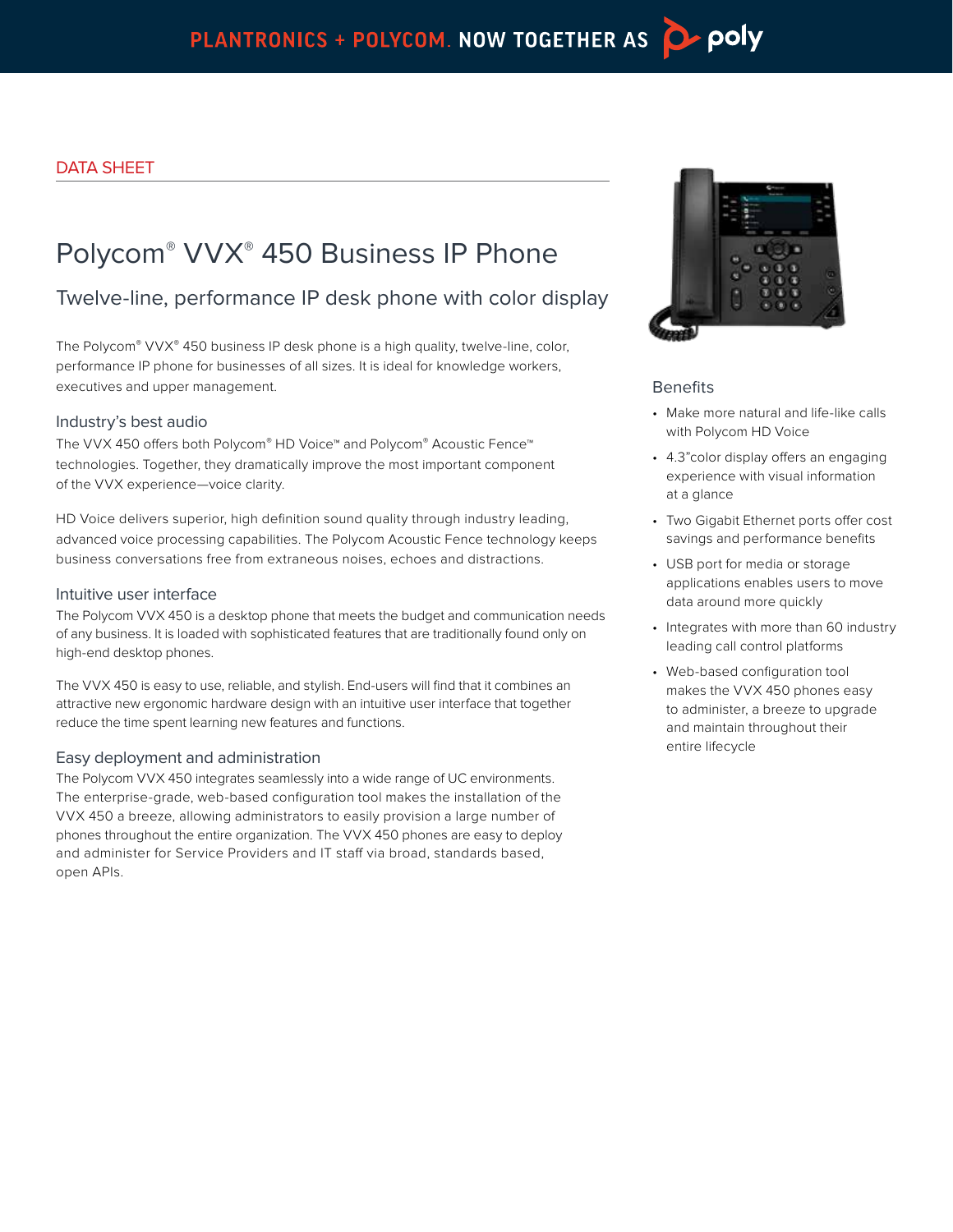PLANTRONICS + POLYCOM. NOW TOGETHER AS poly

DATA SHEET

# Polycom® VVX® 450 Business IP Phone

## Twelve-line, performance IP desk phone with color display

The Polycom® VVX® 450 business IP desk phone is a high quality, twelve-line, color, performance IP phone for businesses of all sizes. It is ideal for knowledge workers, executives and upper management.

### Industry's best audio

The VVX 450 offers both Polycom® HD Voice™ and Polycom® Acoustic Fence™ technologies. Together, they dramatically improve the most important component of the VVX experience—voice clarity.

HD Voice delivers superior, high definition sound quality through industry leading, advanced voice processing capabilities. The Polycom Acoustic Fence technology keeps business conversations free from extraneous noises, echoes and distractions.

### Intuitive user interface

The Polycom VVX 450 is a desktop phone that meets the budget and communication needs of any business. It is loaded with sophisticated features that are traditionally found only on high-end desktop phones.

The VVX 450 is easy to use, reliable, and stylish. End-users will find that it combines an attractive new ergonomic hardware design with an intuitive user interface that together reduce the time spent learning new features and functions.

### Easy deployment and administration

The Polycom VVX 450 integrates seamlessly into a wide range of UC environments. The enterprise-grade, web-based configuration tool makes the installation of the VVX 450 a breeze, allowing administrators to easily provision a large number of phones throughout the entire organization. The VVX 450 phones are easy to deploy and administer for Service Providers and IT staff via broad, standards based, open APIs.

### Benefits

- Make more natural and life-like calls with Polycom HD Voice
- 4.3"color display offers an engaging experience with visual information at a glance
- Two Gigabit Ethernet ports offer cost savings and performance benefits
- USB port for media or storage applications enables users to move data around more quickly
- Integrates with more than 60 industry leading call control platforms
- Web-based configuration tool makes the VVX 450 phones easy to administer, a breeze to upgrade and maintain throughout their entire lifecycle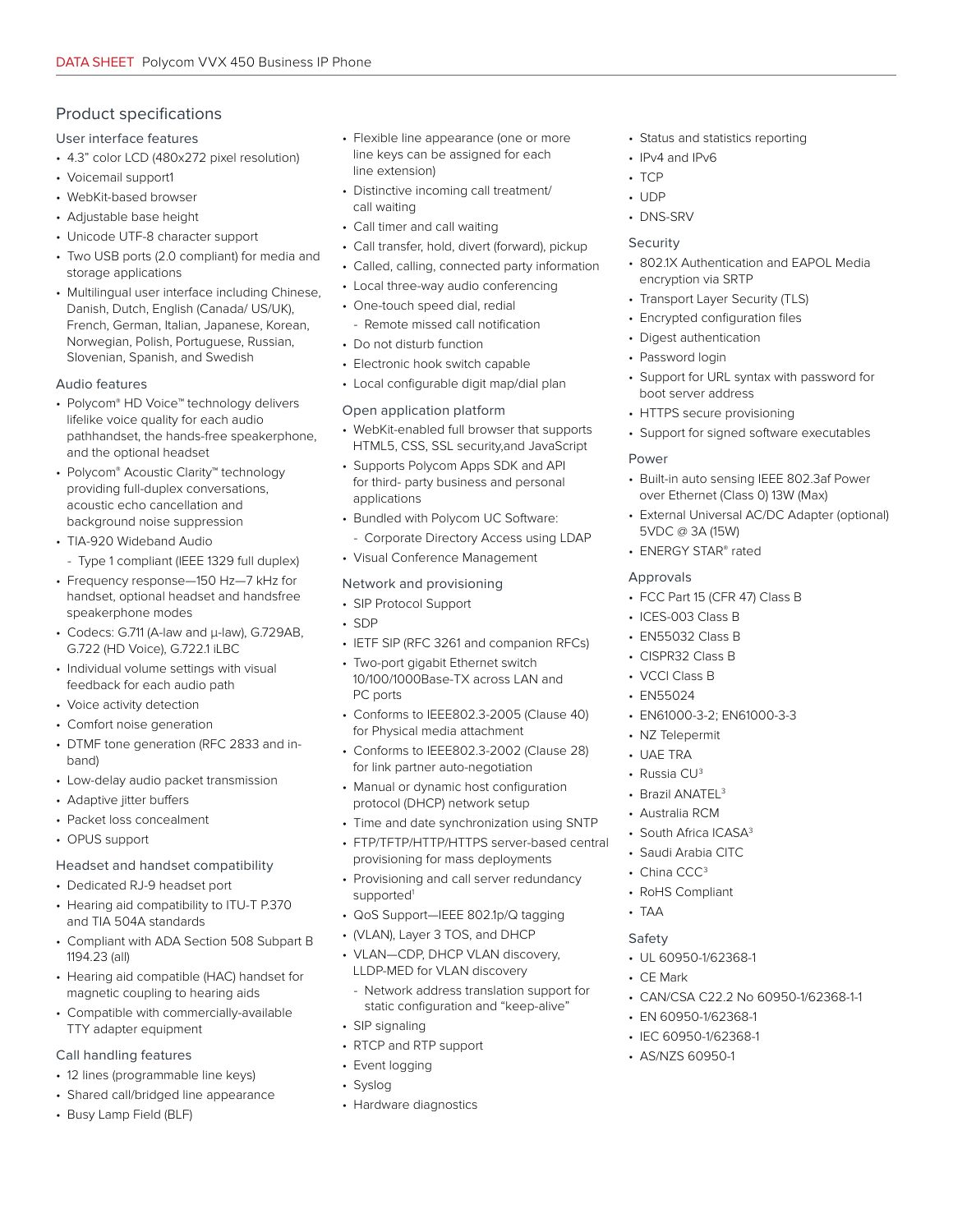## Product specifications

### User interface features

- 4.3" color LCD (480x272 pixel resolution)
- Voicemail support1
- WebKit-based browser
- Adjustable base height
- Unicode UTF-8 character support
- Two USB ports (2.0 compliant) for media and storage applications
- Multilingual user interface including Chinese, Danish, Dutch, English (Canada/ US/UK), French, German, Italian, Japanese, Korean, Norwegian, Polish, Portuguese, Russian, Slovenian, Spanish, and Swedish

### Audio features

- Polycom® HD Voice™ technology delivers lifelike voice quality for each audio pathhandset, the hands-free speakerphone, and the optional headset
- Polycom® Acoustic Clarity™ technology providing full-duplex conversations, acoustic echo cancellation and background noise suppression
- TIA-920 Wideband Audio
  - Type 1 compliant (IEEE 1329 full duplex)
- Frequency response—150 Hz—7 kHz for handset, optional headset and handsfree speakerphone modes
- Codecs: G.711 (A-law and μ-law), G.729AB, G.722 (HD Voice), G.722.1 iLBC
- Individual volume settings with visual feedback for each audio path
- Voice activity detection
- Comfort noise generation
- DTMF tone generation (RFC 2833 and in-band)
- Low-delay audio packet transmission
- Adaptive jitter buffers
- Packet loss concealment
- OPUS support

### Headset and handset compatibility

- Dedicated RJ-9 headset port
- Hearing aid compatibility to ITU-T P.370 and TIA 504A standards
- Compliant with ADA Section 508 Subpart B 1194.23 (all)
- Hearing aid compatible (HAC) handset for magnetic coupling to hearing aids
- Compatible with commercially-available TTY adapter equipment

### Call handling features

- 12 lines (programmable line keys)
- Shared call/bridged line appearance
- Busy Lamp Field (BLF)
- Flexible line appearance (one or more line keys can be assigned for each line extension)
- Distinctive incoming call treatment/ call waiting
- Call timer and call waiting
- Call transfer, hold, divert (forward), pickup
- Called, calling, connected party information
- Local three-way audio conferencing
- One-touch speed dial, redial
  - Remote missed call notification
- Do not disturb function
- Electronic hook switch capable
- Local configurable digit map/dial plan

### Open application platform

- WebKit-enabled full browser that supports HTML5, CSS, SSL security,and JavaScript
- Supports Polycom Apps SDK and API for third- party business and personal applications
- Bundled with Polycom UC Software:
  - Corporate Directory Access using LDAP
- Visual Conference Management

### Network and provisioning

- SIP Protocol Support
- SDP
- IETF SIP (RFC 3261 and companion RFCs)
- Two-port gigabit Ethernet switch 10/100/1000Base-TX across LAN and PC ports
- Conforms to IEEE802.3-2005 (Clause 40) for Physical media attachment
- Conforms to IEEE802.3-2002 (Clause 28) for link partner auto-negotiation
- Manual or dynamic host configuration protocol (DHCP) network setup
- Time and date synchronization using SNTP
- FTP/TFTP/HTTP/HTTPS server-based central provisioning for mass deployments
- Provisioning and call server redundancy supported[1]
- QoS Support—IEEE 802.1p/Q tagging
- (VLAN), Layer 3 TOS, and DHCP
- VLAN—CDP, DHCP VLAN discovery, LLDP-MED for VLAN discovery
  - Network address translation support for static configuration and "keep-alive"
- SIP signaling
- RTCP and RTP support
- Event logging
- Syslog
- Hardware diagnostics
- Status and statistics reporting
- IPv4 and IPv6
- TCP
- UDP
- DNS-SRV

### Security

- 802.1X Authentication and EAPOL Media encryption via SRTP
- Transport Layer Security (TLS)
- Encrypted configuration files
- Digest authentication
- Password login
- Support for URL syntax with password for boot server address
- HTTPS secure provisioning
- Support for signed software executables

### Power

- Built-in auto sensing IEEE 802.3af Power over Ethernet (Class 0) 13W (Max)
- External Universal AC/DC Adapter (optional) 5VDC @ 3A (15W)
- ENERGY STAR® rated

### Approvals

- FCC Part 15 (CFR 47) Class B
- ICES-003 Class B
- EN55032 Class B
- CISPR32 Class B
- VCCI Class B
- EN55024
- EN61000-3-2; EN61000-3-3
- NZ Telepermit
- UAE TRA
- Russia CU[3]
- Brazil ANATEL[3]
- Australia RCM
- South Africa ICASA[3]
- Saudi Arabia CITC
- China CCC[3]
- RoHS Compliant
- TAA

### Safety

- UL 60950-1/62368-1
- CE Mark
- CAN/CSA C22.2 No 60950-1/62368-1-1
- EN 60950-1/62368-1
- IEC 60950-1/62368-1
- AS/NZS 60950-1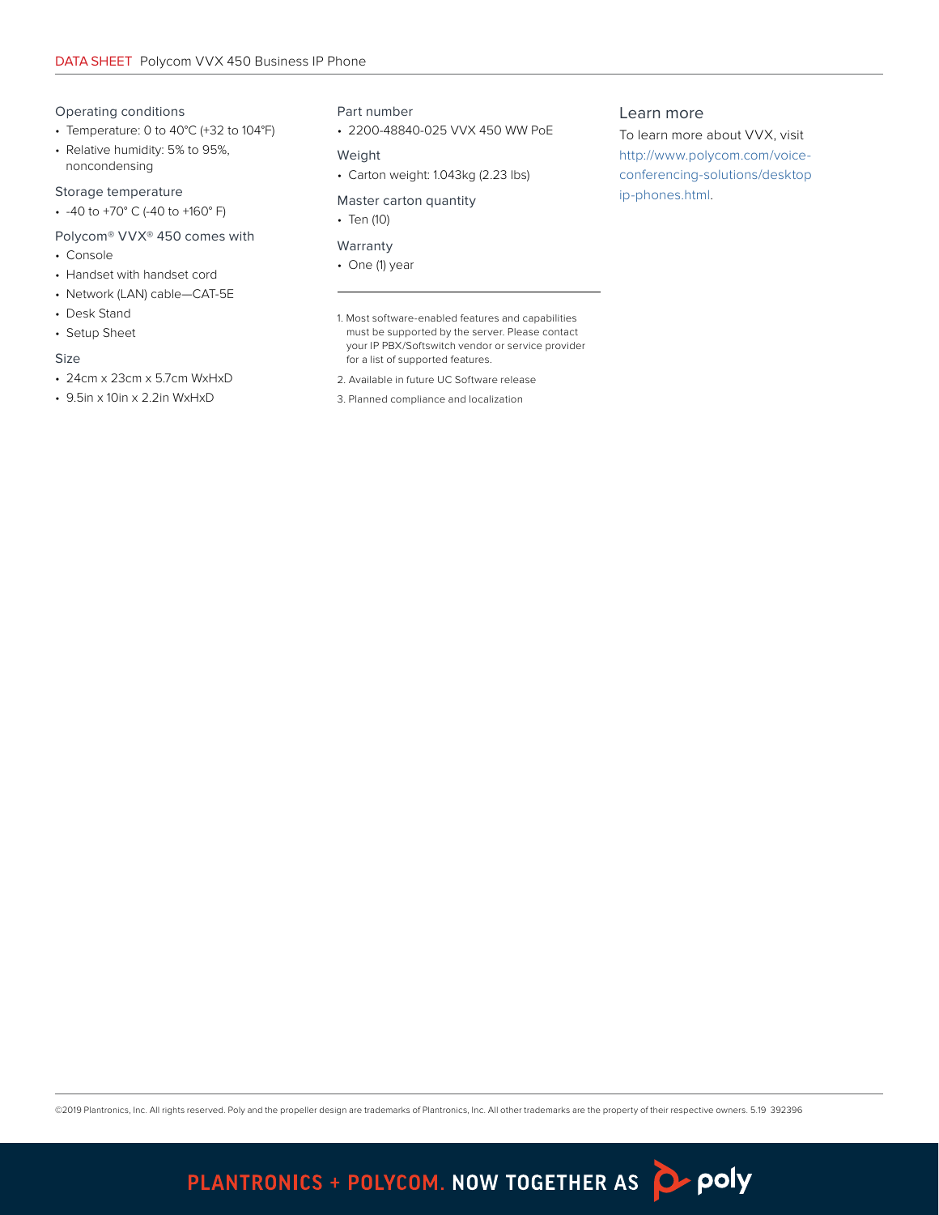Operating conditions

- Temperature: 0 to 40°C (+32 to 104°F)
- Relative humidity: 5% to 95%, noncondensing

Storage temperature

- -40 to +70° C (-40 to +160° F)

Polycom® VVX® 450 comes with

- Console
- Handset with handset cord
- Network (LAN) cable—CAT-5E
- Desk Stand
- Setup Sheet

Size

- 24cm x 23cm x 5.7cm WxHxD
- 9.5in x 10in x 2.2in WxHxD

Part number

- 2200-48840-025 VVX 450 WW PoE

Weight

- Carton weight: 1.043kg (2.23 lbs)

Master carton quantity

- Ten (10)

Warranty

- One (1) year

1. Most software-enabled features and capabilities must be supported by the server. Please contact your IP PBX/Softswitch vendor or service provider for a list of supported features.
2. Available in future UC Software release
3. Planned compliance and localization

## Learn more

To learn more about VVX, visit http://www.polycom.com/voice-conferencing-solutions/desktop ip-phones.html.

©2019 Plantronics, Inc. All rights reserved. Poly and the propeller design are trademarks of Plantronics, Inc. All other trademarks are the property of their respective owners. 5.19 392396

PLANTRONICS + POLYCOM. NOW TOGETHER AS poly